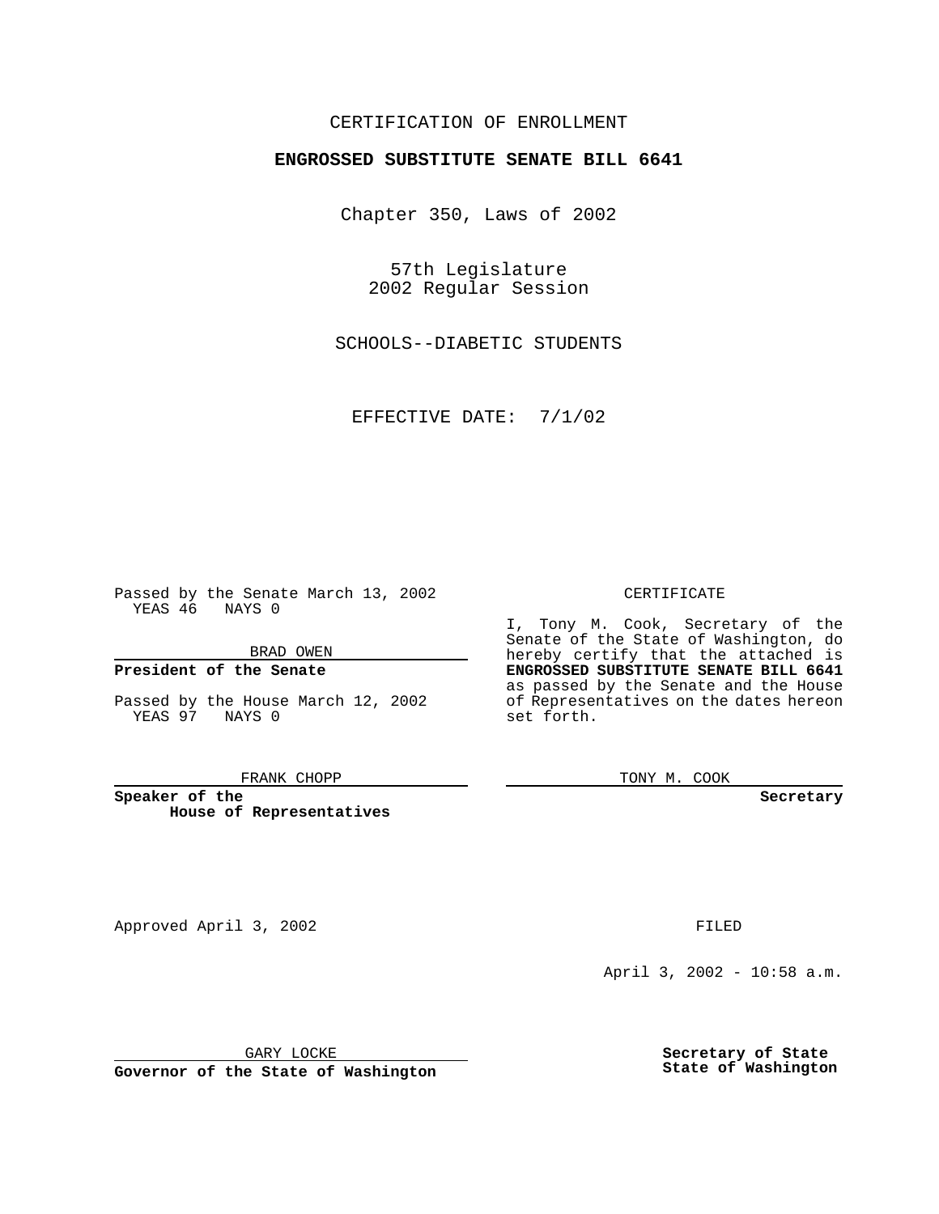CERTIFICATION OF ENROLLMENT

**ENGROSSED SUBSTITUTE SENATE BILL 6641**

Chapter 350, Laws of 2002

57th Legislature
2002 Regular Session

SCHOOLS--DIABETIC STUDENTS

EFFECTIVE DATE: 7/1/02

Passed by the Senate March 13, 2002
YEAS 46 NAYS 0

BRAD OWEN

**President of the Senate**

Passed by the House March 12, 2002
YEAS 97 NAYS 0

FRANK CHOPP

**Speaker of the House of Representatives**

CERTIFICATE

I, Tony M. Cook, Secretary of the Senate of the State of Washington, do hereby certify that the attached is **ENGROSSED SUBSTITUTE SENATE BILL 6641** as passed by the Senate and the House of Representatives on the dates hereon set forth.

TONY M. COOK

**Secretary**

Approved April 3, 2002

GARY LOCKE

**Governor of the State of Washington**

FILED

April 3, 2002 - 10:58 a.m.

**Secretary of State**
**State of Washington**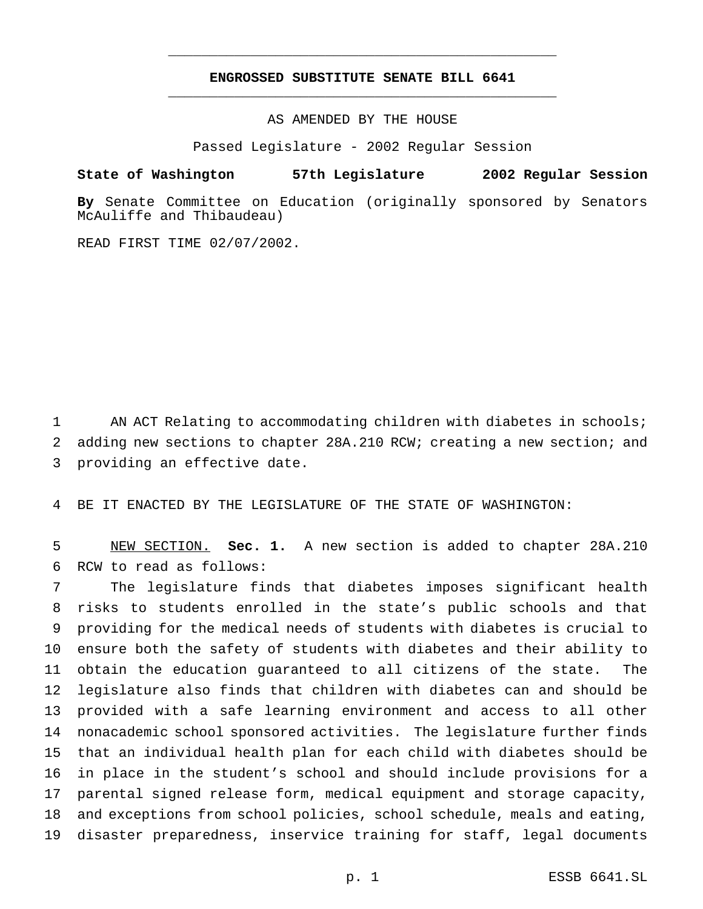# ENGROSSED SUBSTITUTE SENATE BILL 6641

AS AMENDED BY THE HOUSE

Passed Legislature - 2002 Regular Session

**State of Washington 57th Legislature 2002 Regular Session**

**By** Senate Committee on Education (originally sponsored by Senators McAuliffe and Thibaudeau)

READ FIRST TIME 02/07/2002.

AN ACT Relating to accommodating children with diabetes in schools; adding new sections to chapter 28A.210 RCW; creating a new section; and providing an effective date.

BE IT ENACTED BY THE LEGISLATURE OF THE STATE OF WASHINGTON:

NEW SECTION. **Sec. 1.** A new section is added to chapter 28A.210 RCW to read as follows:

The legislature finds that diabetes imposes significant health risks to students enrolled in the state's public schools and that providing for the medical needs of students with diabetes is crucial to ensure both the safety of students with diabetes and their ability to obtain the education guaranteed to all citizens of the state. The legislature also finds that children with diabetes can and should be provided with a safe learning environment and access to all other nonacademic school sponsored activities. The legislature further finds that an individual health plan for each child with diabetes should be in place in the student's school and should include provisions for a parental signed release form, medical equipment and storage capacity, and exceptions from school policies, school schedule, meals and eating, disaster preparedness, inservice training for staff, legal documents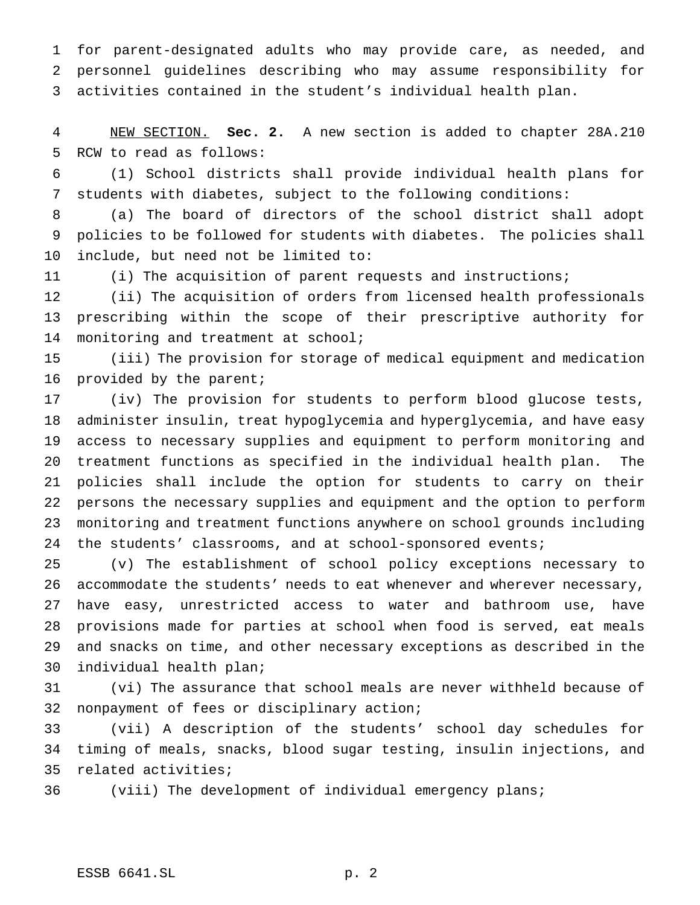for parent-designated adults who may provide care, as needed, and personnel guidelines describing who may assume responsibility for activities contained in the student's individual health plan.

NEW SECTION. **Sec. 2.** A new section is added to chapter 28A.210 RCW to read as follows:

(1) School districts shall provide individual health plans for students with diabetes, subject to the following conditions:

(a) The board of directors of the school district shall adopt policies to be followed for students with diabetes. The policies shall include, but need not be limited to:

(i) The acquisition of parent requests and instructions;

(ii) The acquisition of orders from licensed health professionals prescribing within the scope of their prescriptive authority for monitoring and treatment at school;

(iii) The provision for storage of medical equipment and medication provided by the parent;

(iv) The provision for students to perform blood glucose tests, administer insulin, treat hypoglycemia and hyperglycemia, and have easy access to necessary supplies and equipment to perform monitoring and treatment functions as specified in the individual health plan. The policies shall include the option for students to carry on their persons the necessary supplies and equipment and the option to perform monitoring and treatment functions anywhere on school grounds including the students' classrooms, and at school-sponsored events;

(v) The establishment of school policy exceptions necessary to accommodate the students' needs to eat whenever and wherever necessary, have easy, unrestricted access to water and bathroom use, have provisions made for parties at school when food is served, eat meals and snacks on time, and other necessary exceptions as described in the individual health plan;

(vi) The assurance that school meals are never withheld because of nonpayment of fees or disciplinary action;

(vii) A description of the students' school day schedules for timing of meals, snacks, blood sugar testing, insulin injections, and related activities;

(viii) The development of individual emergency plans;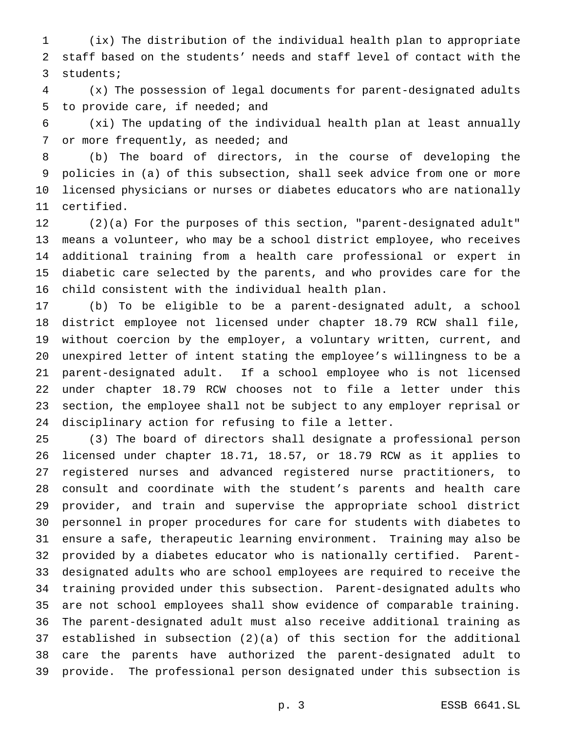(ix) The distribution of the individual health plan to appropriate staff based on the students' needs and staff level of contact with the students;

(x) The possession of legal documents for parent-designated adults to provide care, if needed; and

(xi) The updating of the individual health plan at least annually or more frequently, as needed; and

(b) The board of directors, in the course of developing the policies in (a) of this subsection, shall seek advice from one or more licensed physicians or nurses or diabetes educators who are nationally certified.

(2)(a) For the purposes of this section, "parent-designated adult" means a volunteer, who may be a school district employee, who receives additional training from a health care professional or expert in diabetic care selected by the parents, and who provides care for the child consistent with the individual health plan.

(b) To be eligible to be a parent-designated adult, a school district employee not licensed under chapter 18.79 RCW shall file, without coercion by the employer, a voluntary written, current, and unexpired letter of intent stating the employee's willingness to be a parent-designated adult. If a school employee who is not licensed under chapter 18.79 RCW chooses not to file a letter under this section, the employee shall not be subject to any employer reprisal or disciplinary action for refusing to file a letter.

(3) The board of directors shall designate a professional person licensed under chapter 18.71, 18.57, or 18.79 RCW as it applies to registered nurses and advanced registered nurse practitioners, to consult and coordinate with the student's parents and health care provider, and train and supervise the appropriate school district personnel in proper procedures for care for students with diabetes to ensure a safe, therapeutic learning environment. Training may also be provided by a diabetes educator who is nationally certified. Parent-designated adults who are school employees are required to receive the training provided under this subsection. Parent-designated adults who are not school employees shall show evidence of comparable training. The parent-designated adult must also receive additional training as established in subsection (2)(a) of this section for the additional care the parents have authorized the parent-designated adult to provide. The professional person designated under this subsection is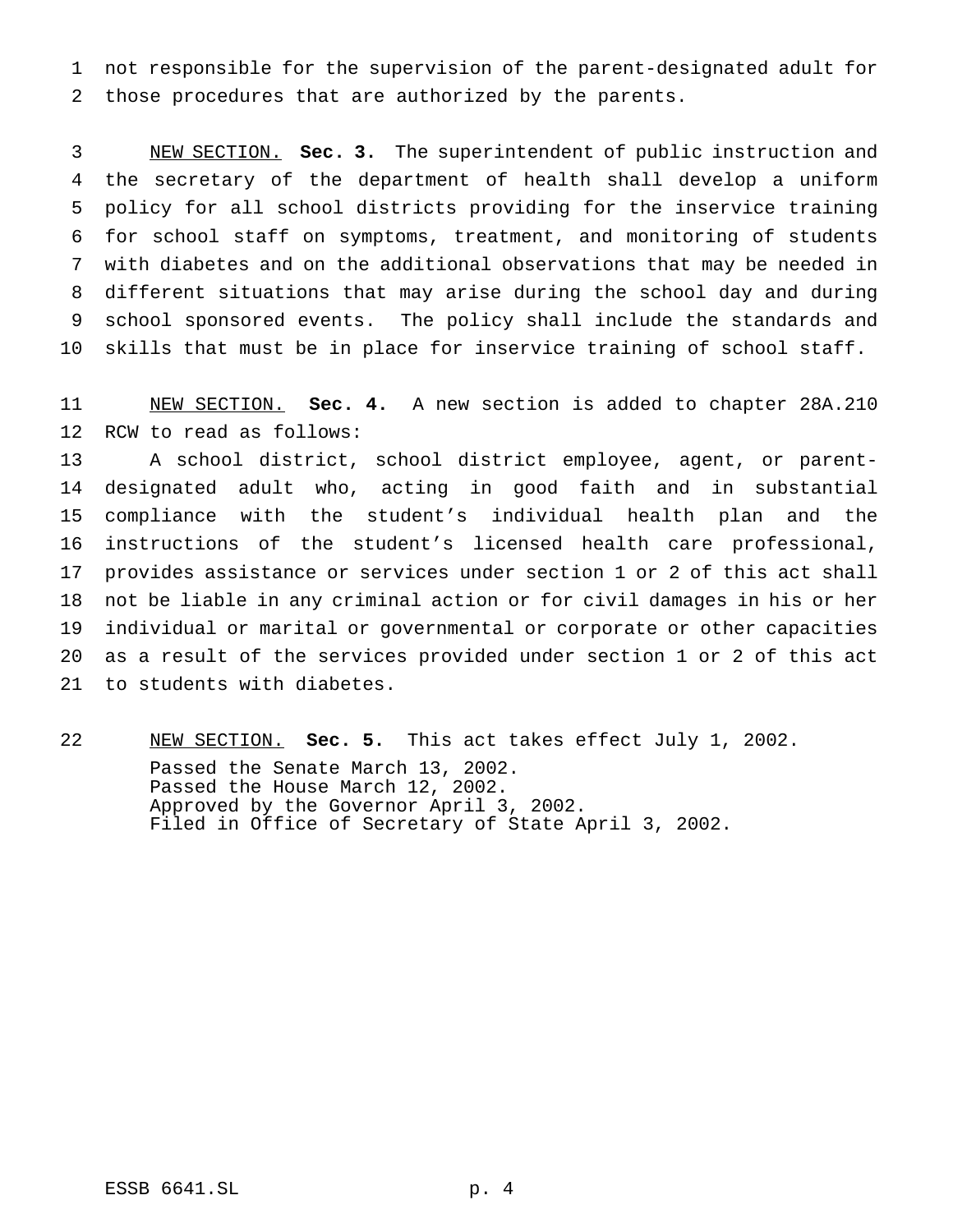not responsible for the supervision of the parent-designated adult for those procedures that are authorized by the parents.

NEW SECTION. **Sec. 3.** The superintendent of public instruction and the secretary of the department of health shall develop a uniform policy for all school districts providing for the inservice training for school staff on symptoms, treatment, and monitoring of students with diabetes and on the additional observations that may be needed in different situations that may arise during the school day and during school sponsored events. The policy shall include the standards and skills that must be in place for inservice training of school staff.

NEW SECTION. **Sec. 4.** A new section is added to chapter 28A.210 RCW to read as follows:

A school district, school district employee, agent, or parent-designated adult who, acting in good faith and in substantial compliance with the student's individual health plan and the instructions of the student's licensed health care professional, provides assistance or services under section 1 or 2 of this act shall not be liable in any criminal action or for civil damages in his or her individual or marital or governmental or corporate or other capacities as a result of the services provided under section 1 or 2 of this act to students with diabetes.

NEW SECTION. **Sec. 5.** This act takes effect July 1, 2002.

Passed the Senate March 13, 2002.
Passed the House March 12, 2002.
Approved by the Governor April 3, 2002.
Filed in Office of Secretary of State April 3, 2002.